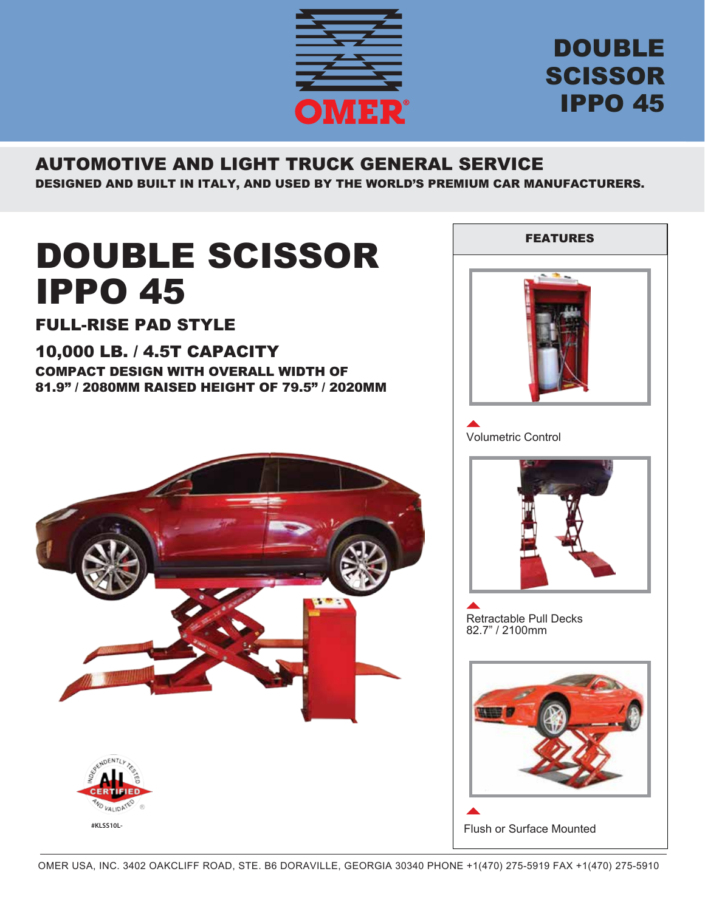# DOUBLE SCISSOR IPPO 45

## AUTOMOTIVE AND LIGHT TRUCK GENERAL SERVICE

**DESIGNED AND BUILT IN ITALY, AND USED BY THE WORLD'S PREMIUM CAR MANUFACTURERS.**

# DOUBLE SCISSOR IPPO 45

### FULL-RISE PAD STYLE

### 10,000 LB. / 4.5T CAPACITY

**COMPACT DESIGN WITH OVERALL WIDTH OF 81.9" / 2080MM RAISED HEIGHT OF 79.5" / 2020MM**

#KLSS10L-

## FEATURES

- Volumetric Control
- Retractable Pull Decks 82.7" / 2100mm
- Flush or Surface Mounted

OMER USA, INC. 3402 OAKCLIFF ROAD, STE. B6 DORAVILLE, GEORGIA 30340 PHONE +1(470) 275-5919 FAX +1(470) 275-5910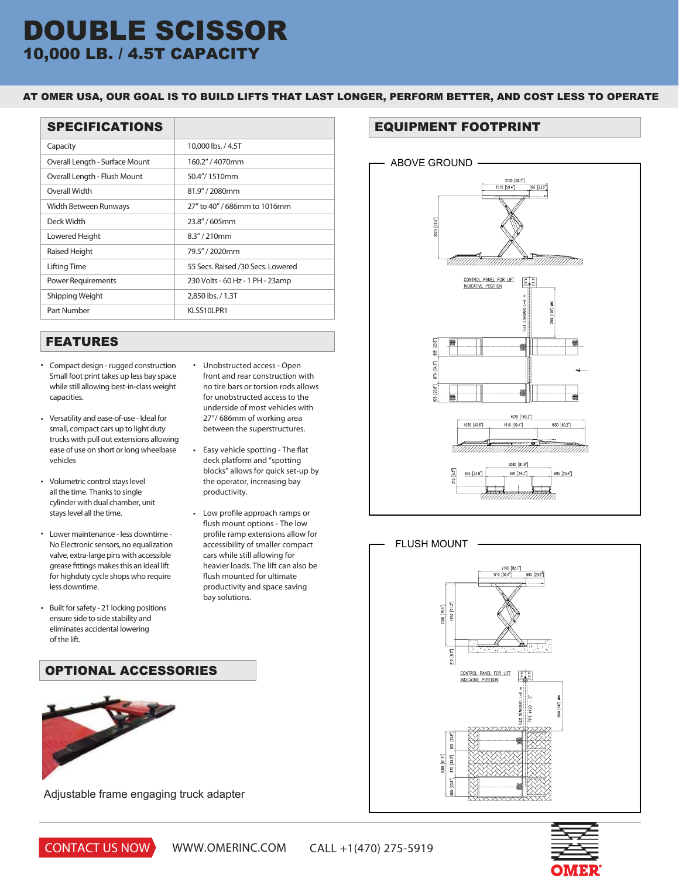# DOUBLE SCISSOR

## 10,000 LB. / 4.5T CAPACITY

**AT OMER USA, OUR GOAL IS TO BUILD LIFTS THAT LAST LONGER, PERFORM BETTER, AND COST LESS TO OPERATE**

## SPECIFICATIONS

| SPECIFICATIONS | |
|---|---|
| Capacity | 10,000 lbs. / 4.5T |
| Overall Length - Surface Mount | 160.2" / 4070mm |
| Overall Length - Flush Mount | 50.4"/ 1510mm |
| Overall Width | 81.9" / 2080mm |
| Width Between Runways | 27" to 40" / 686mm to 1016mm |
| Deck Width | 23.8" / 605mm |
| Lowered Height | 8.3" / 210mm |
| Raised Height | 79.5" / 2020mm |
| Lifting Time | 55 Secs. Raised /30 Secs. Lowered |
| Power Requirements | 230 Volts - 60 Hz - 1 PH - 23amp |
| Shipping Weight | 2,850 lbs. / 1.3T |
| Part Number | KLSS10LPR1 |

## FEATURES

- Compact design - rugged construction Small foot print takes up less bay space while still allowing best-in-class weight capacities.
- Versatility and ease-of-use - Ideal for small, compact cars up to light duty trucks with pull out extensions allowing ease of use on short or long wheelbase vehicles
- Volumetric control stays level all the time. Thanks to single cylinder with dual chamber, unit stays level all the time.
- Lower maintenance - less downtime - No Electronic sensors, no equalization valve, extra-large pins with accessible grease fittings makes this an ideal lift for highduty cycle shops who require less downtime.
- Built for safety - 21 locking positions ensure side to side stability and eliminates accidental lowering of the lift.
- Unobstructed access - Open front and rear construction with no tire bars or torsion rods allows for unobstructed access to the underside of most vehicles with 27"/ 686mm of working area between the superstructures.
- Easy vehicle spotting - The flat deck platform and "spotting blocks" allows for quick set-up by the operator, increasing bay productivity.
- Low profile approach ramps or flush mount options - The low profile ramp extensions allow for accessibility of smaller compact cars while still allowing for heavier loads. The lift can also be flush mounted for ultimate productivity and space saving bay solutions.

## OPTIONAL ACCESSORIES

Adjustable frame engaging truck adapter

## EQUIPMENT FOOTPRINT

### ABOVE GROUND

2100 [82.7"]
1510 [59.4"]
590 [23.2"]
2020 [79.5"]
CONTROL PANEL FOR LIFT INDICATIVE POSITION
FLEX STANDARD L=6 m
3500 [137.8"] MAX
605 [23.8"]
870 [34.3"]
605 [23.8"]
4070 [160.2"]
1030 [40.6"]
1510 [59.4"]
1530 [60.2"]
2080 [81.9"]
210 [8.3"]
605 [23.8"]
870 [34.3"]
605 [23.8"]

### FLUSH MOUNT

2100 [82.7"]
1510 [59.4"]
590 [23.2"]
2020 [79.5"]
1810 [71.3"]
210 [8.3"]
CONTROL PANEL FOR LIFT INDICATIVE POSITION
FLEX STANDARD L=6 m
PIPE Ø120 ~ 5"
3500 [137.8"] MAX
605 [23.8"]
870 [34.3"]
605 [23.8"]
2080 [81.9"]

CONTACT US NOW WWW.OMERINC.COM CALL +1(470) 275-5919

OMER